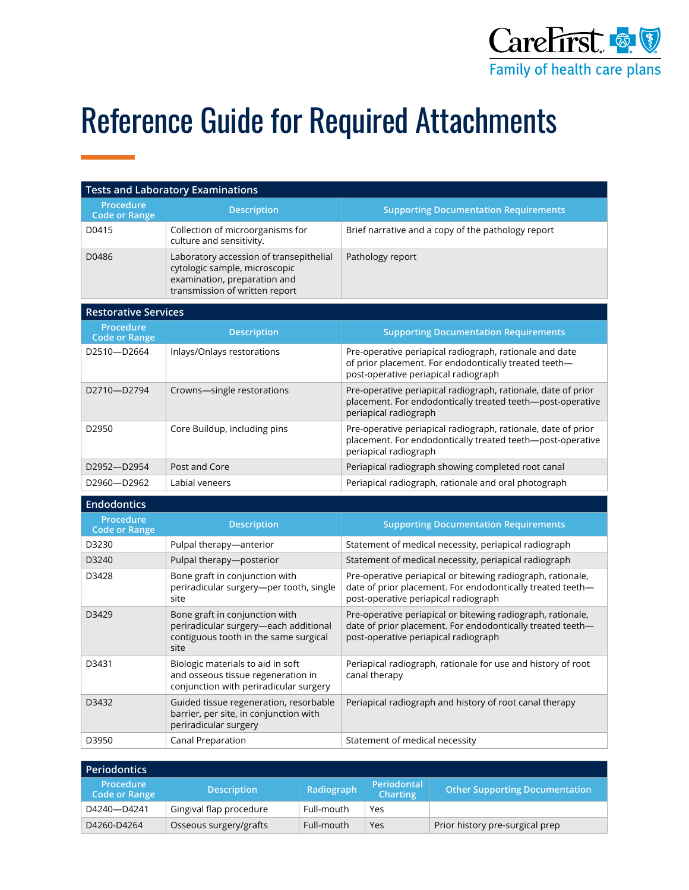CareFirst
Family of health care plans

# Reference Guide for Required Attachments

## Tests and Laboratory Examinations

| Procedure Code or Range | Description | Supporting Documentation Requirements |
|---|---|---|
| D0415 | Collection of microorganisms for culture and sensitivity. | Brief narrative and a copy of the pathology report |
| D0486 | Laboratory accession of transepithelial cytologic sample, microscopic examination, preparation and transmission of written report | Pathology report |

## Restorative Services

| Procedure Code or Range | Description | Supporting Documentation Requirements |
|---|---|---|
| D2510—D2664 | Inlays/Onlays restorations | Pre-operative periapical radiograph, rationale and date of prior placement. For endodontically treated teeth—post-operative periapical radiograph |
| D2710—D2794 | Crowns—single restorations | Pre-operative periapical radiograph, rationale, date of prior placement. For endodontically treated teeth—post-operative periapical radiograph |
| D2950 | Core Buildup, including pins | Pre-operative periapical radiograph, rationale, date of prior placement. For endodontically treated teeth—post-operative periapical radiograph |
| D2952—D2954 | Post and Core | Periapical radiograph showing completed root canal |
| D2960—D2962 | Labial veneers | Periapical radiograph, rationale and oral photograph |

## Endodontics

| Procedure Code or Range | Description | Supporting Documentation Requirements |
|---|---|---|
| D3230 | Pulpal therapy—anterior | Statement of medical necessity, periapical radiograph |
| D3240 | Pulpal therapy—posterior | Statement of medical necessity, periapical radiograph |
| D3428 | Bone graft in conjunction with periradicular surgery—per tooth, single site | Pre-operative periapical or bitewing radiograph, rationale, date of prior placement. For endodontically treated teeth—post-operative periapical radiograph |
| D3429 | Bone graft in conjunction with periradicular surgery—each additional contiguous tooth in the same surgical site | Pre-operative periapical or bitewing radiograph, rationale, date of prior placement. For endodontically treated teeth—post-operative periapical radiograph |
| D3431 | Biologic materials to aid in soft and osseous tissue regeneration in conjunction with periradicular surgery | Periapical radiograph, rationale for use and history of root canal therapy |
| D3432 | Guided tissue regeneration, resorbable barrier, per site, in conjunction with periradicular surgery | Periapical radiograph and history of root canal therapy |
| D3950 | Canal Preparation | Statement of medical necessity |

## Periodontics

| Procedure Code or Range | Description | Radiograph | Periodontal Charting | Other Supporting Documentation |
|---|---|---|---|---|
| D4240—D4241 | Gingival flap procedure | Full-mouth | Yes | |
| D4260-D4264 | Osseous surgery/grafts | Full-mouth | Yes | Prior history pre-surgical prep |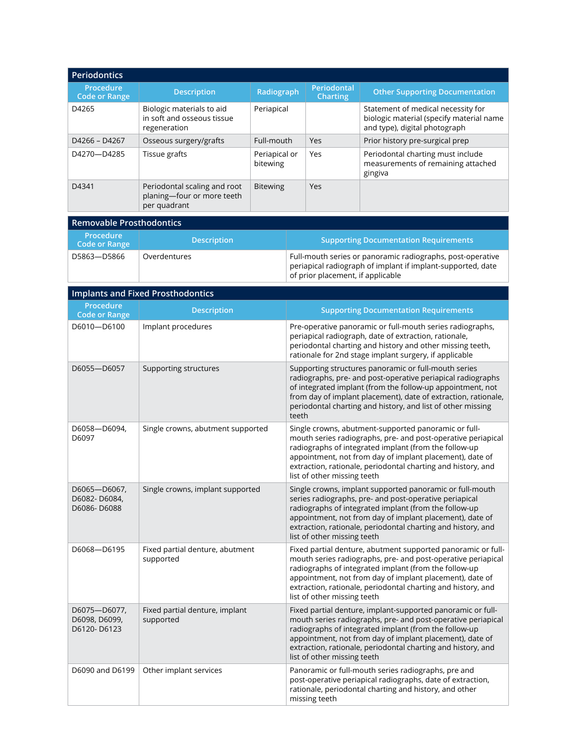## Periodontics

| Procedure Code or Range | Description | Radiograph | Periodontal Charting | Other Supporting Documentation |
|---|---|---|---|---|
| D4265 | Biologic materials to aid in soft and osseous tissue regeneration | Periapical | | Statement of medical necessity for biologic material (specify material name and type), digital photograph |
| D4266 – D4267 | Osseous surgery/grafts | Full-mouth | Yes | Prior history pre-surgical prep |
| D4270—D4285 | Tissue grafts | Periapical or bitewing | Yes | Periodontal charting must include measurements of remaining attached gingiva |
| D4341 | Periodontal scaling and root planing—four or more teeth per quadrant | Bitewing | Yes | |

## Removable Prosthodontics

| Procedure Code or Range | Description | Supporting Documentation Requirements |
|---|---|---|
| D5863—D5866 | Overdentures | Full-mouth series or panoramic radiographs, post-operative periapical radiograph of implant if implant-supported, date of prior placement, if applicable |

## Implants and Fixed Prosthodontics

| Procedure Code or Range | Description | Supporting Documentation Requirements |
|---|---|---|
| D6010—D6100 | Implant procedures | Pre-operative panoramic or full-mouth series radiographs, periapical radiograph, date of extraction, rationale, periodontal charting and history and other missing teeth, rationale for 2nd stage implant surgery, if applicable |
| D6055—D6057 | Supporting structures | Supporting structures panoramic or full-mouth series radiographs, pre- and post-operative periapical radiographs of integrated implant (from the follow-up appointment, not from day of implant placement), date of extraction, rationale, periodontal charting and history, and list of other missing teeth |
| D6058—D6094, D6097 | Single crowns, abutment supported | Single crowns, abutment-supported panoramic or full-mouth series radiographs, pre- and post-operative periapical radiographs of integrated implant (from the follow-up appointment, not from day of implant placement), date of extraction, rationale, periodontal charting and history, and list of other missing teeth |
| D6065—D6067, D6082- D6084, D6086- D6088 | Single crowns, implant supported | Single crowns, implant supported panoramic or full-mouth series radiographs, pre- and post-operative periapical radiographs of integrated implant (from the follow-up appointment, not from day of implant placement), date of extraction, rationale, periodontal charting and history, and list of other missing teeth |
| D6068—D6195 | Fixed partial denture, abutment supported | Fixed partial denture, abutment supported panoramic or full-mouth series radiographs, pre- and post-operative periapical radiographs of integrated implant (from the follow-up appointment, not from day of implant placement), date of extraction, rationale, periodontal charting and history, and list of other missing teeth |
| D6075—D6077, D6098, D6099, D6120- D6123 | Fixed partial denture, implant supported | Fixed partial denture, implant-supported panoramic or full-mouth series radiographs, pre- and post-operative periapical radiographs of integrated implant (from the follow-up appointment, not from day of implant placement), date of extraction, rationale, periodontal charting and history, and list of other missing teeth |
| D6090 and D6199 | Other implant services | Panoramic or full-mouth series radiographs, pre and post-operative periapical radiographs, date of extraction, rationale, periodontal charting and history, and other missing teeth |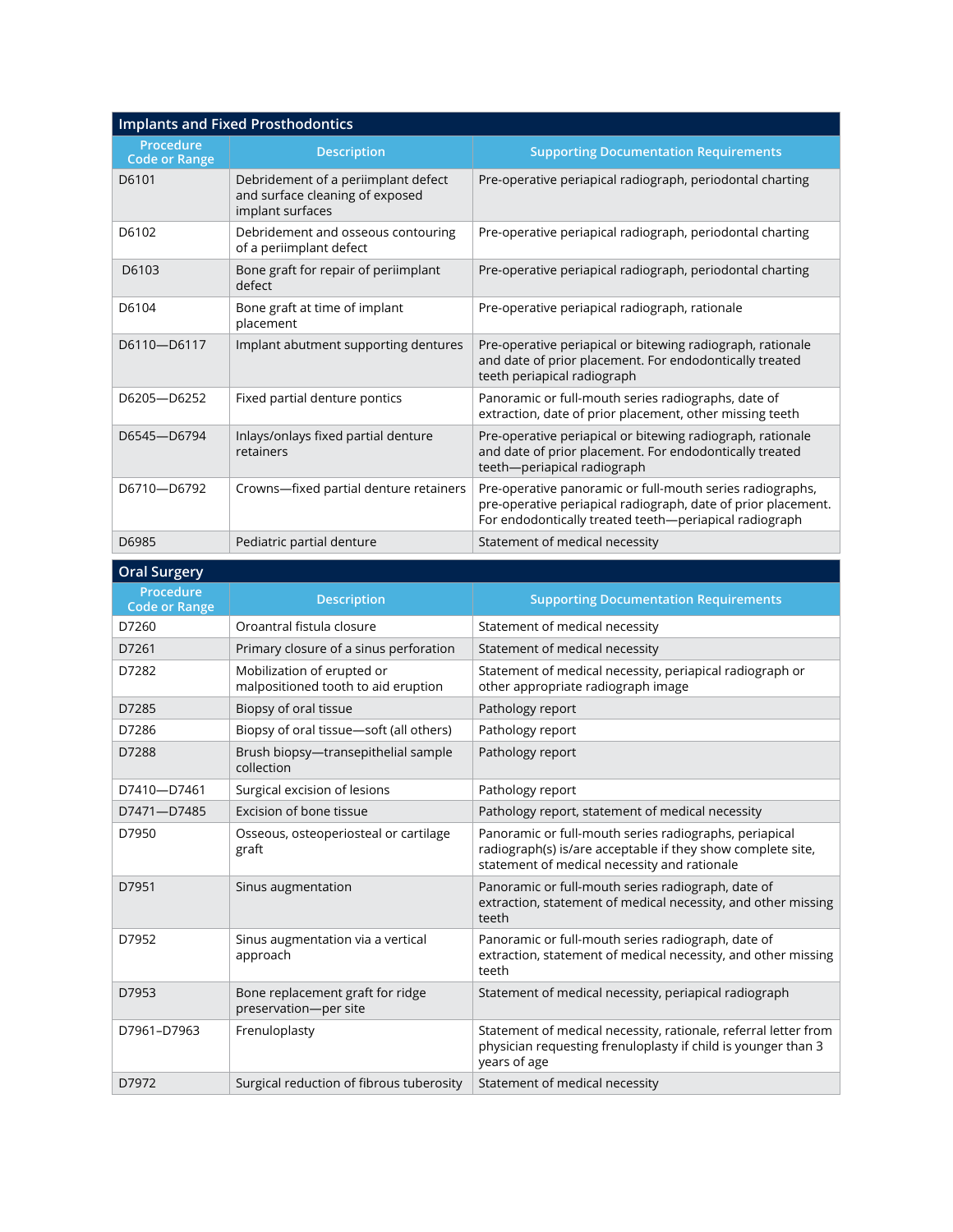## Implants and Fixed Prosthodontics

| Procedure Code or Range | Description | Supporting Documentation Requirements |
|---|---|---|
| D6101 | Debridement of a periimplant defect and surface cleaning of exposed implant surfaces | Pre-operative periapical radiograph, periodontal charting |
| D6102 | Debridement and osseous contouring of a periimplant defect | Pre-operative periapical radiograph, periodontal charting |
| D6103 | Bone graft for repair of periimplant defect | Pre-operative periapical radiograph, periodontal charting |
| D6104 | Bone graft at time of implant placement | Pre-operative periapical radiograph, rationale |
| D6110—D6117 | Implant abutment supporting dentures | Pre-operative periapical or bitewing radiograph, rationale and date of prior placement. For endodontically treated teeth periapical radiograph |
| D6205—D6252 | Fixed partial denture pontics | Panoramic or full-mouth series radiographs, date of extraction, date of prior placement, other missing teeth |
| D6545—D6794 | Inlays/onlays fixed partial denture retainers | Pre-operative periapical or bitewing radiograph, rationale and date of prior placement. For endodontically treated teeth—periapical radiograph |
| D6710—D6792 | Crowns—fixed partial denture retainers | Pre-operative panoramic or full-mouth series radiographs, pre-operative periapical radiograph, date of prior placement. For endodontically treated teeth—periapical radiograph |
| D6985 | Pediatric partial denture | Statement of medical necessity |

## Oral Surgery

| Procedure Code or Range | Description | Supporting Documentation Requirements |
|---|---|---|
| D7260 | Oroantral fistula closure | Statement of medical necessity |
| D7261 | Primary closure of a sinus perforation | Statement of medical necessity |
| D7282 | Mobilization of erupted or malpositioned tooth to aid eruption | Statement of medical necessity, periapical radiograph or other appropriate radiograph image |
| D7285 | Biopsy of oral tissue | Pathology report |
| D7286 | Biopsy of oral tissue—soft (all others) | Pathology report |
| D7288 | Brush biopsy—transepithelial sample collection | Pathology report |
| D7410—D7461 | Surgical excision of lesions | Pathology report |
| D7471—D7485 | Excision of bone tissue | Pathology report, statement of medical necessity |
| D7950 | Osseous, osteoperiosteal or cartilage graft | Panoramic or full-mouth series radiographs, periapical radiograph(s) is/are acceptable if they show complete site, statement of medical necessity and rationale |
| D7951 | Sinus augmentation | Panoramic or full-mouth series radiograph, date of extraction, statement of medical necessity, and other missing teeth |
| D7952 | Sinus augmentation via a vertical approach | Panoramic or full-mouth series radiograph, date of extraction, statement of medical necessity, and other missing teeth |
| D7953 | Bone replacement graft for ridge preservation—per site | Statement of medical necessity, periapical radiograph |
| D7961–D7963 | Frenuloplasty | Statement of medical necessity, rationale, referral letter from physician requesting frenuloplasty if child is younger than 3 years of age |
| D7972 | Surgical reduction of fibrous tuberosity | Statement of medical necessity |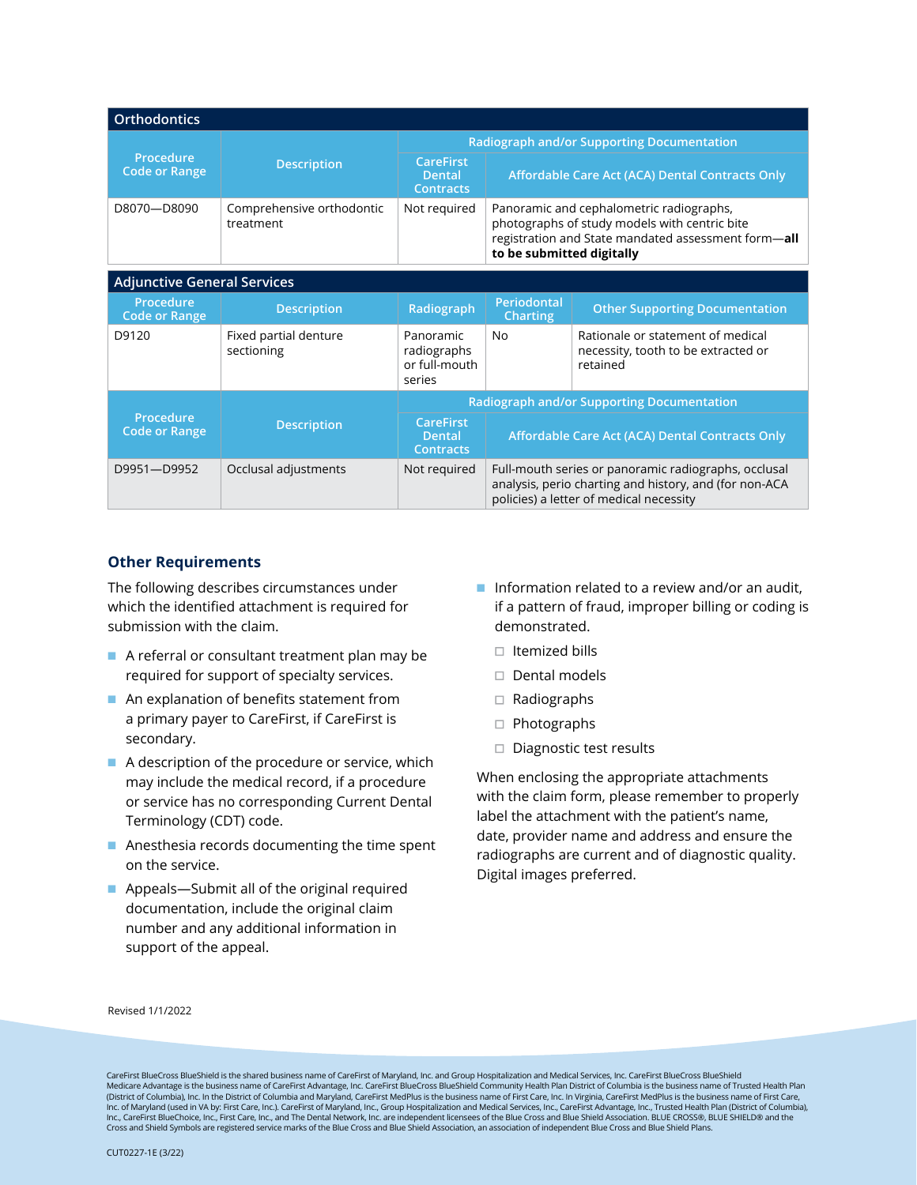## Orthodontics

| Procedure Code or Range | Description | Radiograph and/or Supporting Documentation | |
|---|---|---|---|
| | | CareFirst Dental Contracts | Affordable Care Act (ACA) Dental Contracts Only |
| D8070—D8090 | Comprehensive orthodontic treatment | Not required | Panoramic and cephalometric radiographs, photographs of study models with centric bite registration and State mandated assessment form—**all to be submitted digitally** |

## Adjunctive General Services

| Procedure Code or Range | Description | Radiograph | Periodontal Charting | Other Supporting Documentation |
|---|---|---|---|---|
| D9120 | Fixed partial denture sectioning | Panoramic radiographs or full-mouth series | No | Rationale or statement of medical necessity, tooth to be extracted or retained |

| Procedure Code or Range | Description | Radiograph and/or Supporting Documentation | |
|---|---|---|---|
| | | CareFirst Dental Contracts | Affordable Care Act (ACA) Dental Contracts Only |
| D9951—D9952 | Occlusal adjustments | Not required | Full-mouth series or panoramic radiographs, occlusal analysis, perio charting and history, and (for non-ACA policies) a letter of medical necessity |

### Other Requirements

The following describes circumstances under which the identified attachment is required for submission with the claim.

- A referral or consultant treatment plan may be required for support of specialty services.
- An explanation of benefits statement from a primary payer to CareFirst, if CareFirst is secondary.
- A description of the procedure or service, which may include the medical record, if a procedure or service has no corresponding Current Dental Terminology (CDT) code.
- Anesthesia records documenting the time spent on the service.
- Appeals—Submit all of the original required documentation, include the original claim number and any additional information in support of the appeal.
- Information related to a review and/or an audit, if a pattern of fraud, improper billing or coding is demonstrated.
  - ☐ Itemized bills
  - ☐ Dental models
  - ☐ Radiographs
  - ☐ Photographs
  - ☐ Diagnostic test results

When enclosing the appropriate attachments with the claim form, please remember to properly label the attachment with the patient's name, date, provider name and address and ensure the radiographs are current and of diagnostic quality. Digital images preferred.

Revised 1/1/2022

CareFirst BlueCross BlueShield is the shared business name of CareFirst of Maryland, Inc. and Group Hospitalization and Medical Services, Inc. CareFirst BlueCross BlueShield Medicare Advantage is the business name of CareFirst Advantage, Inc. CareFirst BlueCross BlueShield Community Health Plan District of Columbia is the business name of Trusted Health Plan (District of Columbia), Inc. In the District of Columbia and Maryland, CareFirst MedPlus is the business name of First Care, Inc. In Virginia, CareFirst MedPlus is the business name of First Care, Inc. of Maryland (used in VA by: First Care, Inc.). CareFirst of Maryland, Inc., Group Hospitalization and Medical Services, Inc., CareFirst Advantage, Inc., Trusted Health Plan (District of Columbia), Inc., CareFirst BlueChoice, Inc., First Care, Inc., and The Dental Network, Inc. are independent licensees of the Blue Cross and Blue Shield Association. BLUE CROSS®, BLUE SHIELD® and the Cross and Shield Symbols are registered service marks of the Blue Cross and Blue Shield Association, an association of independent Blue Cross and Blue Shield Plans.

CUT0227-1E (3/22)